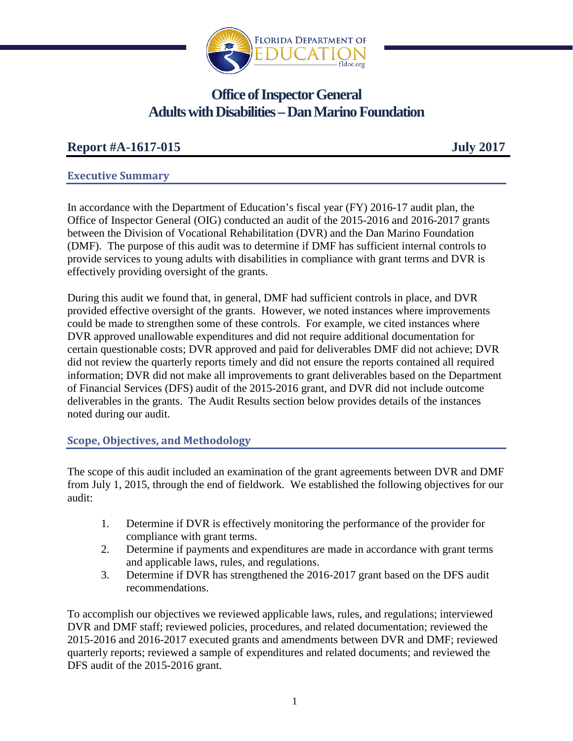# Office of Inspector General
# Adults with Disabilities – Dan Marino Foundation

**Report #A-1617-015** **July 2017**

## Executive Summary

In accordance with the Department of Education's fiscal year (FY) 2016-17 audit plan, the Office of Inspector General (OIG) conducted an audit of the 2015-2016 and 2016-2017 grants between the Division of Vocational Rehabilitation (DVR) and the Dan Marino Foundation (DMF). The purpose of this audit was to determine if DMF has sufficient internal controls to provide services to young adults with disabilities in compliance with grant terms and DVR is effectively providing oversight of the grants.

During this audit we found that, in general, DMF had sufficient controls in place, and DVR provided effective oversight of the grants. However, we noted instances where improvements could be made to strengthen some of these controls. For example, we cited instances where DVR approved unallowable expenditures and did not require additional documentation for certain questionable costs; DVR approved and paid for deliverables DMF did not achieve; DVR did not review the quarterly reports timely and did not ensure the reports contained all required information; DVR did not make all improvements to grant deliverables based on the Department of Financial Services (DFS) audit of the 2015-2016 grant, and DVR did not include outcome deliverables in the grants. The Audit Results section below provides details of the instances noted during our audit.

## Scope, Objectives, and Methodology

The scope of this audit included an examination of the grant agreements between DVR and DMF from July 1, 2015, through the end of fieldwork. We established the following objectives for our audit:

1. Determine if DVR is effectively monitoring the performance of the provider for compliance with grant terms.
2. Determine if payments and expenditures are made in accordance with grant terms and applicable laws, rules, and regulations.
3. Determine if DVR has strengthened the 2016-2017 grant based on the DFS audit recommendations.

To accomplish our objectives we reviewed applicable laws, rules, and regulations; interviewed DVR and DMF staff; reviewed policies, procedures, and related documentation; reviewed the 2015-2016 and 2016-2017 executed grants and amendments between DVR and DMF; reviewed quarterly reports; reviewed a sample of expenditures and related documents; and reviewed the DFS audit of the 2015-2016 grant.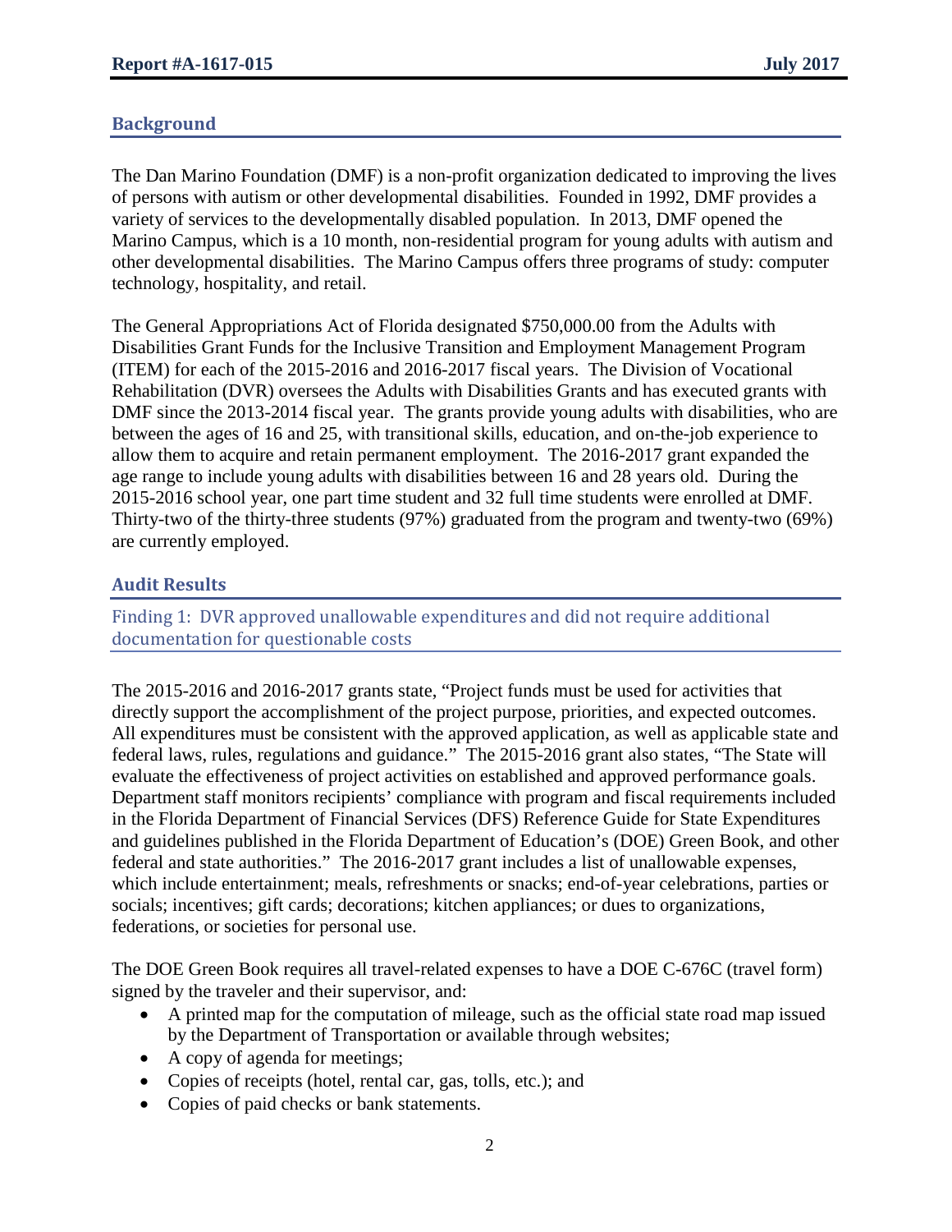## Background

The Dan Marino Foundation (DMF) is a non-profit organization dedicated to improving the lives of persons with autism or other developmental disabilities. Founded in 1992, DMF provides a variety of services to the developmentally disabled population. In 2013, DMF opened the Marino Campus, which is a 10 month, non-residential program for young adults with autism and other developmental disabilities. The Marino Campus offers three programs of study: computer technology, hospitality, and retail.

The General Appropriations Act of Florida designated $750,000.00 from the Adults with Disabilities Grant Funds for the Inclusive Transition and Employment Management Program (ITEM) for each of the 2015-2016 and 2016-2017 fiscal years. The Division of Vocational Rehabilitation (DVR) oversees the Adults with Disabilities Grants and has executed grants with DMF since the 2013-2014 fiscal year. The grants provide young adults with disabilities, who are between the ages of 16 and 25, with transitional skills, education, and on-the-job experience to allow them to acquire and retain permanent employment. The 2016-2017 grant expanded the age range to include young adults with disabilities between 16 and 28 years old. During the 2015-2016 school year, one part time student and 32 full time students were enrolled at DMF. Thirty-two of the thirty-three students (97%) graduated from the program and twenty-two (69%) are currently employed.

## Audit Results

### Finding 1: DVR approved unallowable expenditures and did not require additional documentation for questionable costs

The 2015-2016 and 2016-2017 grants state, "Project funds must be used for activities that directly support the accomplishment of the project purpose, priorities, and expected outcomes. All expenditures must be consistent with the approved application, as well as applicable state and federal laws, rules, regulations and guidance." The 2015-2016 grant also states, "The State will evaluate the effectiveness of project activities on established and approved performance goals. Department staff monitors recipients' compliance with program and fiscal requirements included in the Florida Department of Financial Services (DFS) Reference Guide for State Expenditures and guidelines published in the Florida Department of Education's (DOE) Green Book, and other federal and state authorities." The 2016-2017 grant includes a list of unallowable expenses, which include entertainment; meals, refreshments or snacks; end-of-year celebrations, parties or socials; incentives; gift cards; decorations; kitchen appliances; or dues to organizations, federations, or societies for personal use.

The DOE Green Book requires all travel-related expenses to have a DOE C-676C (travel form) signed by the traveler and their supervisor, and:

- A printed map for the computation of mileage, such as the official state road map issued by the Department of Transportation or available through websites;
- A copy of agenda for meetings;
- Copies of receipts (hotel, rental car, gas, tolls, etc.); and
- Copies of paid checks or bank statements.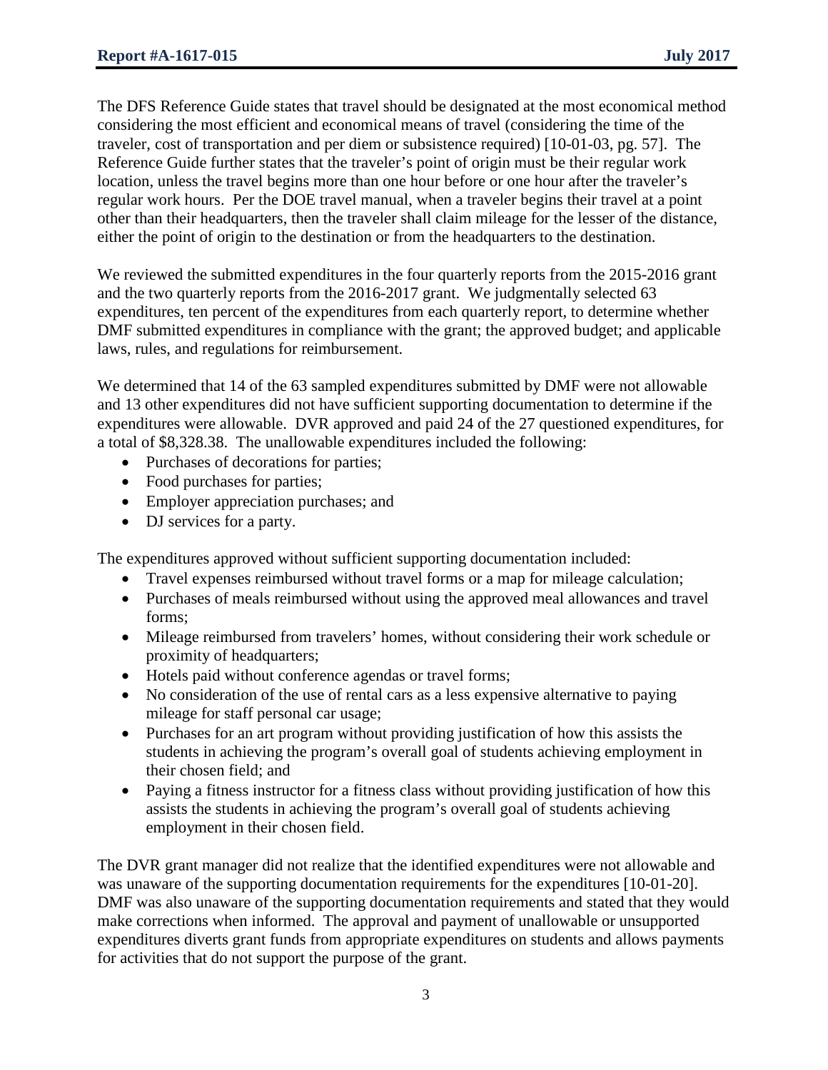The DFS Reference Guide states that travel should be designated at the most economical method considering the most efficient and economical means of travel (considering the time of the traveler, cost of transportation and per diem or subsistence required) [10-01-03, pg. 57]. The Reference Guide further states that the traveler's point of origin must be their regular work location, unless the travel begins more than one hour before or one hour after the traveler's regular work hours. Per the DOE travel manual, when a traveler begins their travel at a point other than their headquarters, then the traveler shall claim mileage for the lesser of the distance, either the point of origin to the destination or from the headquarters to the destination.

We reviewed the submitted expenditures in the four quarterly reports from the 2015-2016 grant and the two quarterly reports from the 2016-2017 grant. We judgmentally selected 63 expenditures, ten percent of the expenditures from each quarterly report, to determine whether DMF submitted expenditures in compliance with the grant; the approved budget; and applicable laws, rules, and regulations for reimbursement.

We determined that 14 of the 63 sampled expenditures submitted by DMF were not allowable and 13 other expenditures did not have sufficient supporting documentation to determine if the expenditures were allowable. DVR approved and paid 24 of the 27 questioned expenditures, for a total of $8,328.38. The unallowable expenditures included the following:

- Purchases of decorations for parties;
- Food purchases for parties;
- Employer appreciation purchases; and
- DJ services for a party.

The expenditures approved without sufficient supporting documentation included:

- Travel expenses reimbursed without travel forms or a map for mileage calculation;
- Purchases of meals reimbursed without using the approved meal allowances and travel forms;
- Mileage reimbursed from travelers' homes, without considering their work schedule or proximity of headquarters;
- Hotels paid without conference agendas or travel forms;
- No consideration of the use of rental cars as a less expensive alternative to paying mileage for staff personal car usage;
- Purchases for an art program without providing justification of how this assists the students in achieving the program's overall goal of students achieving employment in their chosen field; and
- Paying a fitness instructor for a fitness class without providing justification of how this assists the students in achieving the program's overall goal of students achieving employment in their chosen field.

The DVR grant manager did not realize that the identified expenditures were not allowable and was unaware of the supporting documentation requirements for the expenditures [10-01-20]. DMF was also unaware of the supporting documentation requirements and stated that they would make corrections when informed. The approval and payment of unallowable or unsupported expenditures diverts grant funds from appropriate expenditures on students and allows payments for activities that do not support the purpose of the grant.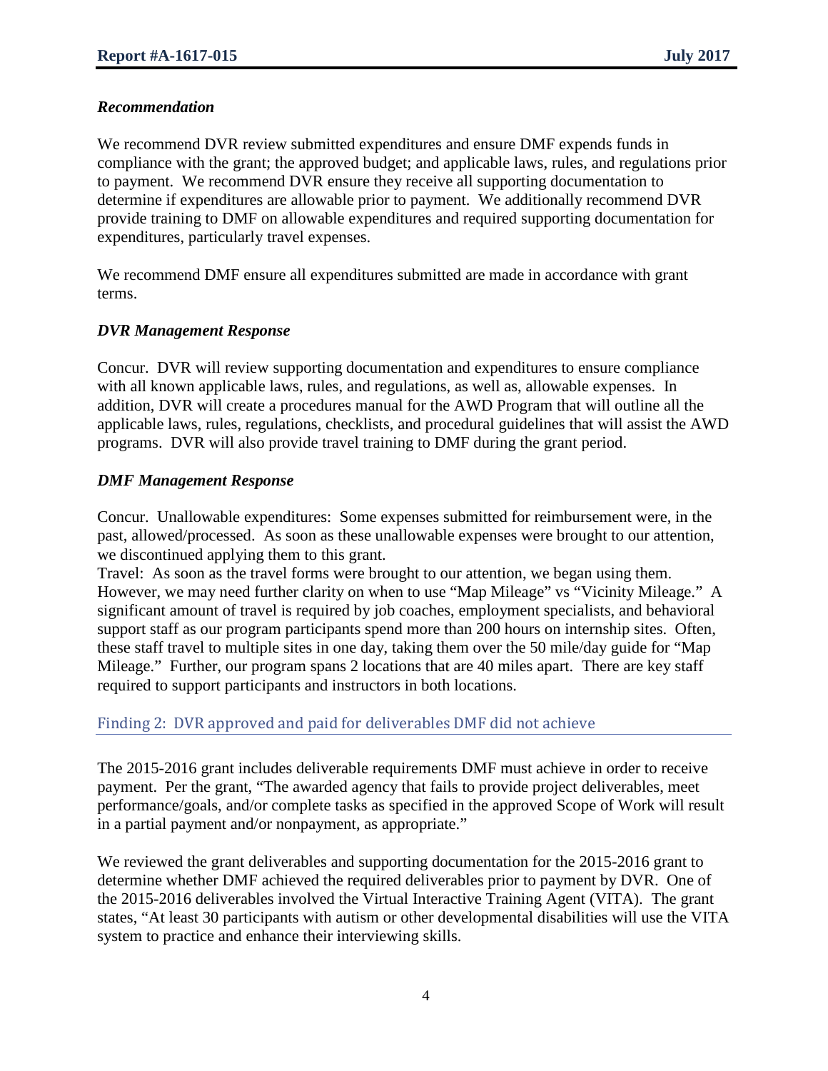### *Recommendation*

We recommend DVR review submitted expenditures and ensure DMF expends funds in compliance with the grant; the approved budget; and applicable laws, rules, and regulations prior to payment. We recommend DVR ensure they receive all supporting documentation to determine if expenditures are allowable prior to payment. We additionally recommend DVR provide training to DMF on allowable expenditures and required supporting documentation for expenditures, particularly travel expenses.

We recommend DMF ensure all expenditures submitted are made in accordance with grant terms.

### *DVR Management Response*

Concur. DVR will review supporting documentation and expenditures to ensure compliance with all known applicable laws, rules, and regulations, as well as, allowable expenses. In addition, DVR will create a procedures manual for the AWD Program that will outline all the applicable laws, rules, regulations, checklists, and procedural guidelines that will assist the AWD programs. DVR will also provide travel training to DMF during the grant period.

### *DMF Management Response*

Concur. Unallowable expenditures: Some expenses submitted for reimbursement were, in the past, allowed/processed. As soon as these unallowable expenses were brought to our attention, we discontinued applying them to this grant.
Travel: As soon as the travel forms were brought to our attention, we began using them. However, we may need further clarity on when to use "Map Mileage" vs "Vicinity Mileage." A significant amount of travel is required by job coaches, employment specialists, and behavioral support staff as our program participants spend more than 200 hours on internship sites. Often, these staff travel to multiple sites in one day, taking them over the 50 mile/day guide for "Map Mileage." Further, our program spans 2 locations that are 40 miles apart. There are key staff required to support participants and instructors in both locations.

## Finding 2: DVR approved and paid for deliverables DMF did not achieve

The 2015-2016 grant includes deliverable requirements DMF must achieve in order to receive payment. Per the grant, "The awarded agency that fails to provide project deliverables, meet performance/goals, and/or complete tasks as specified in the approved Scope of Work will result in a partial payment and/or nonpayment, as appropriate."

We reviewed the grant deliverables and supporting documentation for the 2015-2016 grant to determine whether DMF achieved the required deliverables prior to payment by DVR. One of the 2015-2016 deliverables involved the Virtual Interactive Training Agent (VITA). The grant states, "At least 30 participants with autism or other developmental disabilities will use the VITA system to practice and enhance their interviewing skills.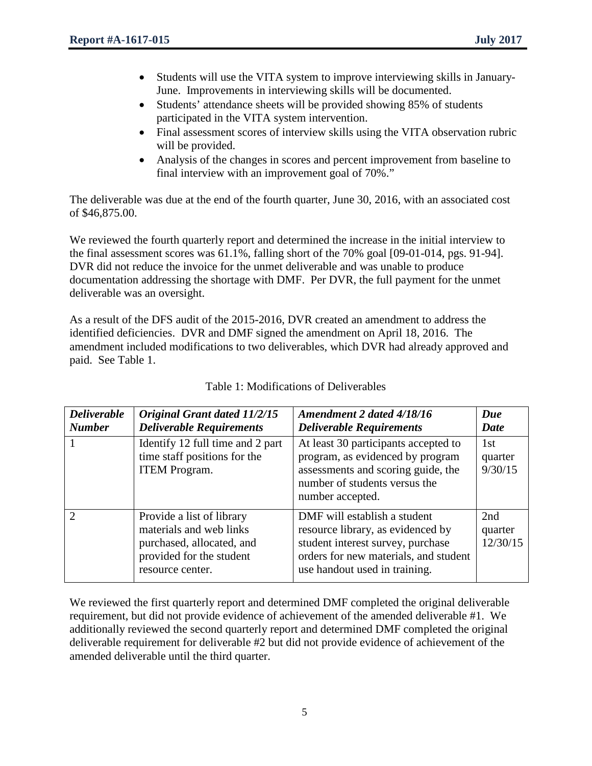- Students will use the VITA system to improve interviewing skills in January-June. Improvements in interviewing skills will be documented.
- Students' attendance sheets will be provided showing 85% of students participated in the VITA system intervention.
- Final assessment scores of interview skills using the VITA observation rubric will be provided.
- Analysis of the changes in scores and percent improvement from baseline to final interview with an improvement goal of 70%."

The deliverable was due at the end of the fourth quarter, June 30, 2016, with an associated cost of $46,875.00.

We reviewed the fourth quarterly report and determined the increase in the initial interview to the final assessment scores was 61.1%, falling short of the 70% goal [09-01-014, pgs. 91-94]. DVR did not reduce the invoice for the unmet deliverable and was unable to produce documentation addressing the shortage with DMF. Per DVR, the full payment for the unmet deliverable was an oversight.

As a result of the DFS audit of the 2015-2016, DVR created an amendment to address the identified deficiencies. DVR and DMF signed the amendment on April 18, 2016. The amendment included modifications to two deliverables, which DVR had already approved and paid. See Table 1.

Table 1: Modifications of Deliverables

| *Deliverable Number* | *Original Grant dated 11/2/15 Deliverable Requirements* | *Amendment 2 dated 4/18/16 Deliverable Requirements* | *Due Date* |
| --- | --- | --- | --- |
| 1 | Identify 12 full time and 2 part time staff positions for the ITEM Program. | At least 30 participants accepted to program, as evidenced by program assessments and scoring guide, the number of students versus the number accepted. | 1st quarter 9/30/15 |
| 2 | Provide a list of library materials and web links purchased, allocated, and provided for the student resource center. | DMF will establish a student resource library, as evidenced by student interest survey, purchase orders for new materials, and student use handout used in training. | 2nd quarter 12/30/15 |

We reviewed the first quarterly report and determined DMF completed the original deliverable requirement, but did not provide evidence of achievement of the amended deliverable #1. We additionally reviewed the second quarterly report and determined DMF completed the original deliverable requirement for deliverable #2 but did not provide evidence of achievement of the amended deliverable until the third quarter.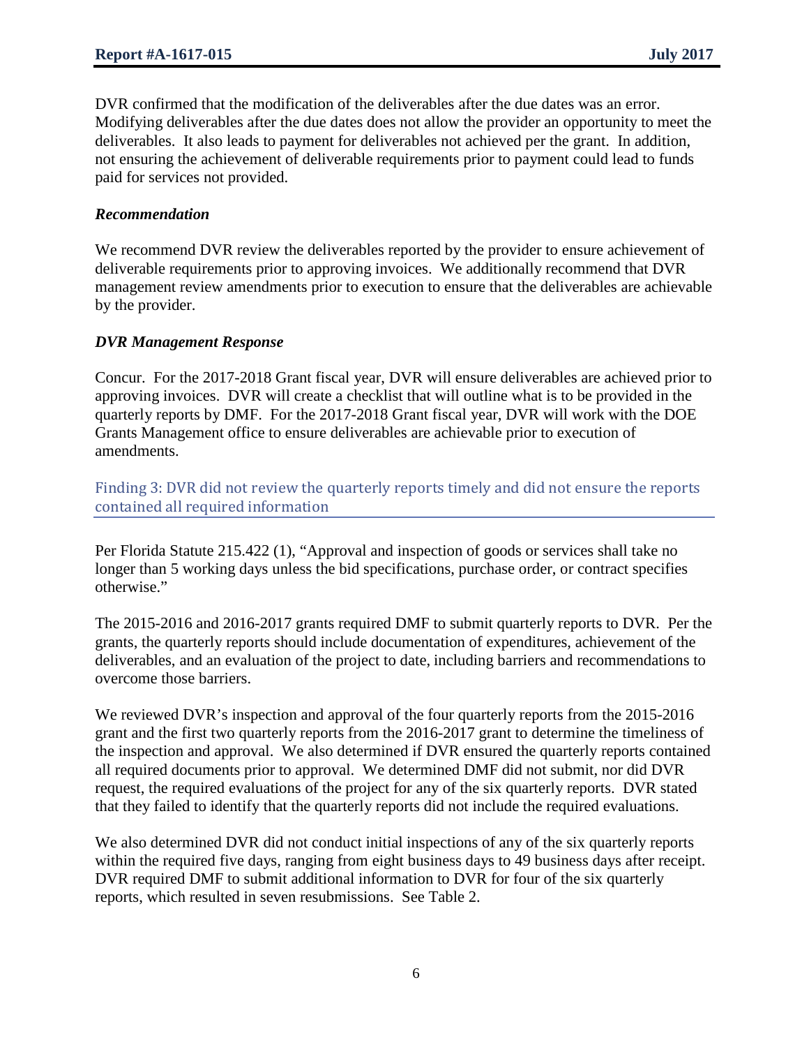DVR confirmed that the modification of the deliverables after the due dates was an error. Modifying deliverables after the due dates does not allow the provider an opportunity to meet the deliverables. It also leads to payment for deliverables not achieved per the grant. In addition, not ensuring the achievement of deliverable requirements prior to payment could lead to funds paid for services not provided.

### *Recommendation*

We recommend DVR review the deliverables reported by the provider to ensure achievement of deliverable requirements prior to approving invoices. We additionally recommend that DVR management review amendments prior to execution to ensure that the deliverables are achievable by the provider.

### *DVR Management Response*

Concur. For the 2017-2018 Grant fiscal year, DVR will ensure deliverables are achieved prior to approving invoices. DVR will create a checklist that will outline what is to be provided in the quarterly reports by DMF. For the 2017-2018 Grant fiscal year, DVR will work with the DOE Grants Management office to ensure deliverables are achievable prior to execution of amendments.

## Finding 3: DVR did not review the quarterly reports timely and did not ensure the reports contained all required information

Per Florida Statute 215.422 (1), "Approval and inspection of goods or services shall take no longer than 5 working days unless the bid specifications, purchase order, or contract specifies otherwise."

The 2015-2016 and 2016-2017 grants required DMF to submit quarterly reports to DVR. Per the grants, the quarterly reports should include documentation of expenditures, achievement of the deliverables, and an evaluation of the project to date, including barriers and recommendations to overcome those barriers.

We reviewed DVR's inspection and approval of the four quarterly reports from the 2015-2016 grant and the first two quarterly reports from the 2016-2017 grant to determine the timeliness of the inspection and approval. We also determined if DVR ensured the quarterly reports contained all required documents prior to approval. We determined DMF did not submit, nor did DVR request, the required evaluations of the project for any of the six quarterly reports. DVR stated that they failed to identify that the quarterly reports did not include the required evaluations.

We also determined DVR did not conduct initial inspections of any of the six quarterly reports within the required five days, ranging from eight business days to 49 business days after receipt. DVR required DMF to submit additional information to DVR for four of the six quarterly reports, which resulted in seven resubmissions. See Table 2.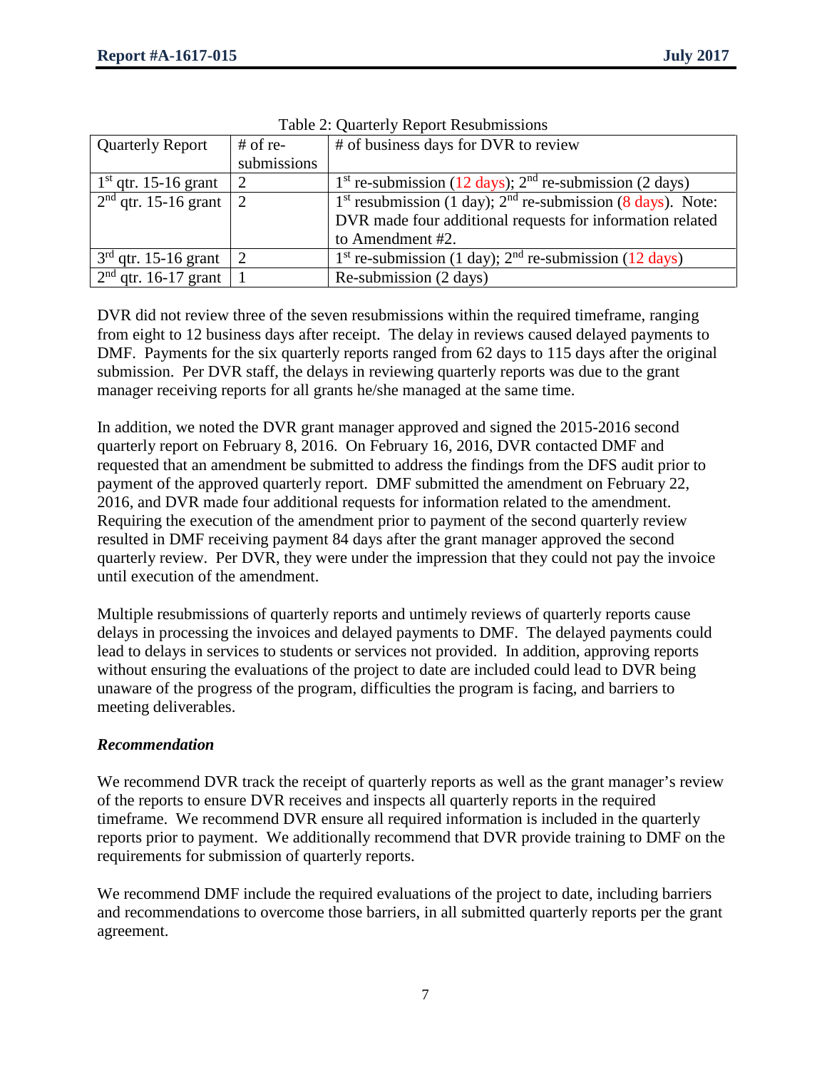Table 2: Quarterly Report Resubmissions

| Quarterly Report | # of re-submissions | # of business days for DVR to review |
|---|---|---|
| 1st qtr. 15-16 grant | 2 | 1st re-submission (12 days); 2nd re-submission (2 days) |
| 2nd qtr. 15-16 grant | 2 | 1st resubmission (1 day); 2nd re-submission (8 days). Note: DVR made four additional requests for information related to Amendment #2. |
| 3rd qtr. 15-16 grant | 2 | 1st re-submission (1 day); 2nd re-submission (12 days) |
| 2nd qtr. 16-17 grant | 1 | Re-submission (2 days) |

DVR did not review three of the seven resubmissions within the required timeframe, ranging from eight to 12 business days after receipt. The delay in reviews caused delayed payments to DMF. Payments for the six quarterly reports ranged from 62 days to 115 days after the original submission. Per DVR staff, the delays in reviewing quarterly reports was due to the grant manager receiving reports for all grants he/she managed at the same time.

In addition, we noted the DVR grant manager approved and signed the 2015-2016 second quarterly report on February 8, 2016. On February 16, 2016, DVR contacted DMF and requested that an amendment be submitted to address the findings from the DFS audit prior to payment of the approved quarterly report. DMF submitted the amendment on February 22, 2016, and DVR made four additional requests for information related to the amendment. Requiring the execution of the amendment prior to payment of the second quarterly review resulted in DMF receiving payment 84 days after the grant manager approved the second quarterly review. Per DVR, they were under the impression that they could not pay the invoice until execution of the amendment.

Multiple resubmissions of quarterly reports and untimely reviews of quarterly reports cause delays in processing the invoices and delayed payments to DMF. The delayed payments could lead to delays in services to students or services not provided. In addition, approving reports without ensuring the evaluations of the project to date are included could lead to DVR being unaware of the progress of the program, difficulties the program is facing, and barriers to meeting deliverables.

***Recommendation***

We recommend DVR track the receipt of quarterly reports as well as the grant manager's review of the reports to ensure DVR receives and inspects all quarterly reports in the required timeframe. We recommend DVR ensure all required information is included in the quarterly reports prior to payment. We additionally recommend that DVR provide training to DMF on the requirements for submission of quarterly reports.

We recommend DMF include the required evaluations of the project to date, including barriers and recommendations to overcome those barriers, in all submitted quarterly reports per the grant agreement.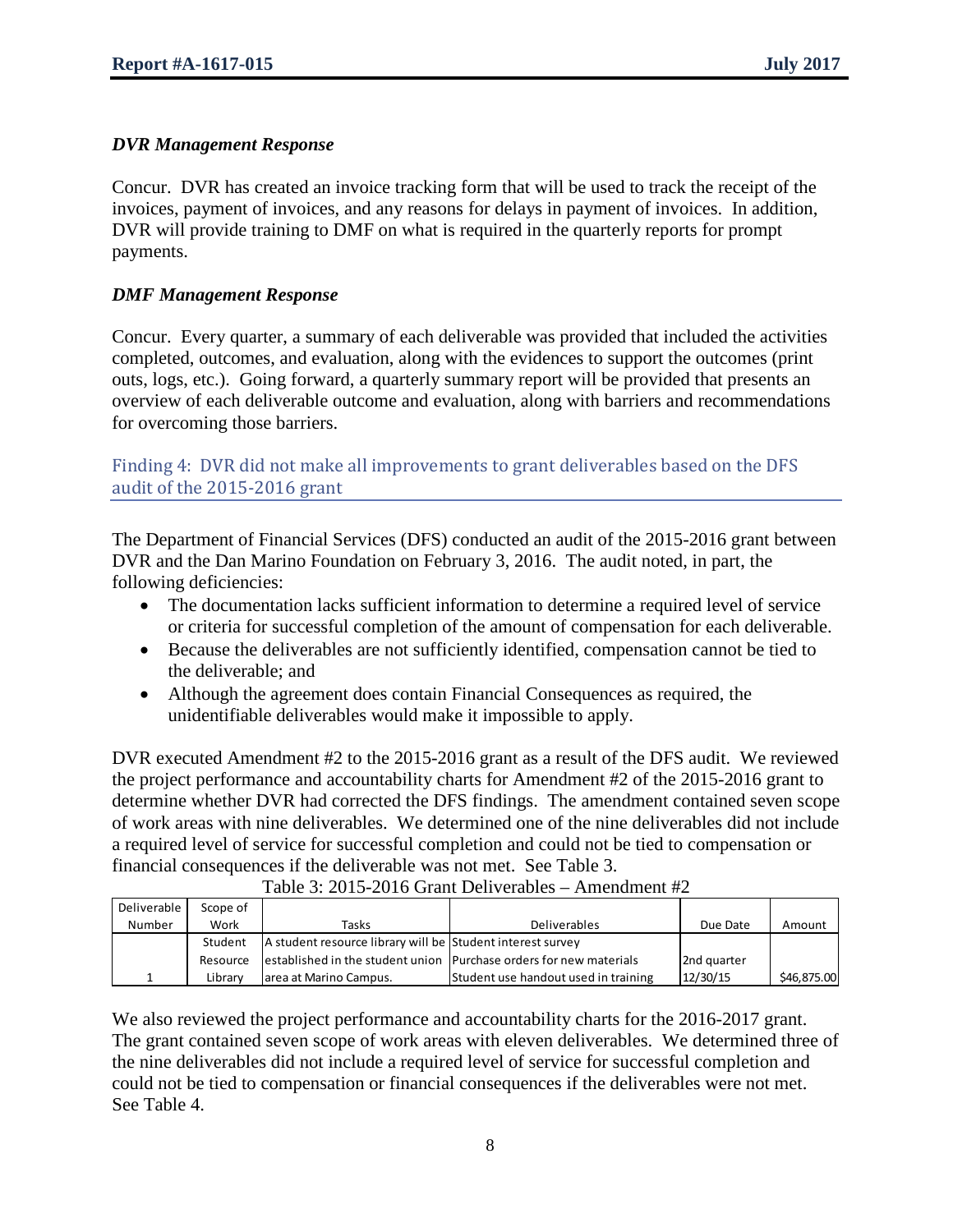### *DVR Management Response*

Concur. DVR has created an invoice tracking form that will be used to track the receipt of the invoices, payment of invoices, and any reasons for delays in payment of invoices. In addition, DVR will provide training to DMF on what is required in the quarterly reports for prompt payments.

### *DMF Management Response*

Concur. Every quarter, a summary of each deliverable was provided that included the activities completed, outcomes, and evaluation, along with the evidences to support the outcomes (print outs, logs, etc.). Going forward, a quarterly summary report will be provided that presents an overview of each deliverable outcome and evaluation, along with barriers and recommendations for overcoming those barriers.

## Finding 4: DVR did not make all improvements to grant deliverables based on the DFS audit of the 2015-2016 grant

The Department of Financial Services (DFS) conducted an audit of the 2015-2016 grant between DVR and the Dan Marino Foundation on February 3, 2016. The audit noted, in part, the following deficiencies:

- The documentation lacks sufficient information to determine a required level of service or criteria for successful completion of the amount of compensation for each deliverable.
- Because the deliverables are not sufficiently identified, compensation cannot be tied to the deliverable; and
- Although the agreement does contain Financial Consequences as required, the unidentifiable deliverables would make it impossible to apply.

DVR executed Amendment #2 to the 2015-2016 grant as a result of the DFS audit. We reviewed the project performance and accountability charts for Amendment #2 of the 2015-2016 grant to determine whether DVR had corrected the DFS findings. The amendment contained seven scope of work areas with nine deliverables. We determined one of the nine deliverables did not include a required level of service for successful completion and could not be tied to compensation or financial consequences if the deliverable was not met. See Table 3.

Table 3: 2015-2016 Grant Deliverables – Amendment #2

| Deliverable Number | Scope of Work | Tasks | Deliverables | Due Date | Amount |
|---|---|---|---|---|---|
| 1 | Student Resource Library | A student resource library will be established in the student union area at Marino Campus. | Student interest survey<br>Purchase orders for new materials<br>Student use handout used in training | 2nd quarter 12/30/15 | $46,875.00 |

We also reviewed the project performance and accountability charts for the 2016-2017 grant. The grant contained seven scope of work areas with eleven deliverables. We determined three of the nine deliverables did not include a required level of service for successful completion and could not be tied to compensation or financial consequences if the deliverables were not met. See Table 4.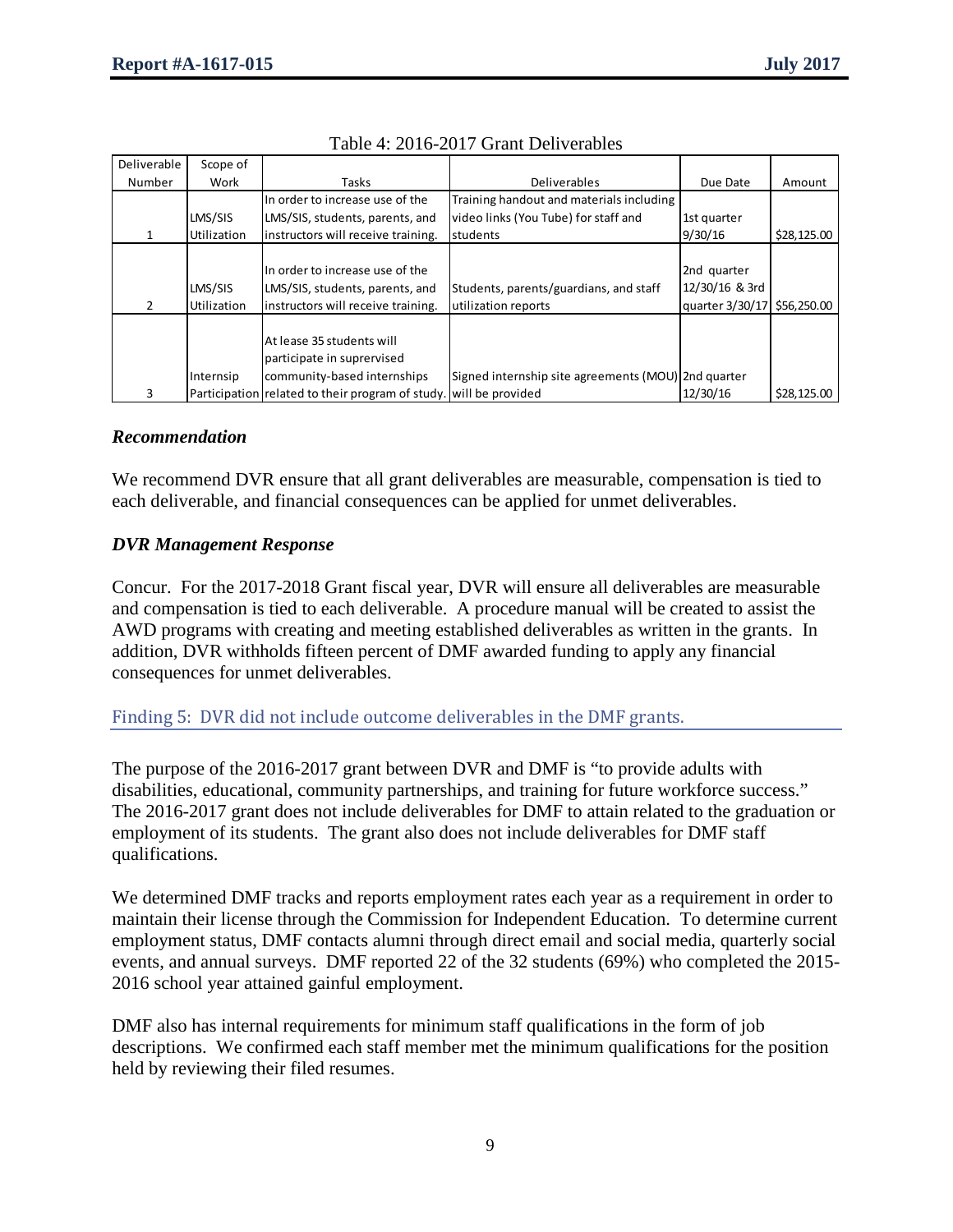Table 4: 2016-2017 Grant Deliverables

| Deliverable Number | Scope of Work | Tasks | Deliverables | Due Date | Amount |
|---|---|---|---|---|---|
| 1 | LMS/SIS Utilization | In order to increase use of the LMS/SIS, students, parents, and instructors will receive training. | Training handout and materials including video links (You Tube) for staff and students | 1st quarter 9/30/16 | $28,125.00 |
| 2 | LMS/SIS Utilization | In order to increase use of the LMS/SIS, students, parents, and instructors will receive training. | Students, parents/guardians, and staff utilization reports | 2nd quarter 12/30/16 & 3rd quarter 3/30/17 | $56,250.00 |
| 3 | Internsip Participation | At lease 35 students will participate in suprervised community-based internships related to their program of study. | Signed internship site agreements (MOU) will be provided | 2nd quarter 12/30/16 | $28,125.00 |

### *Recommendation*

We recommend DVR ensure that all grant deliverables are measurable, compensation is tied to each deliverable, and financial consequences can be applied for unmet deliverables.

### *DVR Management Response*

Concur. For the 2017-2018 Grant fiscal year, DVR will ensure all deliverables are measurable and compensation is tied to each deliverable. A procedure manual will be created to assist the AWD programs with creating and meeting established deliverables as written in the grants. In addition, DVR withholds fifteen percent of DMF awarded funding to apply any financial consequences for unmet deliverables.

## Finding 5: DVR did not include outcome deliverables in the DMF grants.

The purpose of the 2016-2017 grant between DVR and DMF is "to provide adults with disabilities, educational, community partnerships, and training for future workforce success." The 2016-2017 grant does not include deliverables for DMF to attain related to the graduation or employment of its students. The grant also does not include deliverables for DMF staff qualifications.

We determined DMF tracks and reports employment rates each year as a requirement in order to maintain their license through the Commission for Independent Education. To determine current employment status, DMF contacts alumni through direct email and social media, quarterly social events, and annual surveys. DMF reported 22 of the 32 students (69%) who completed the 2015-2016 school year attained gainful employment.

DMF also has internal requirements for minimum staff qualifications in the form of job descriptions. We confirmed each staff member met the minimum qualifications for the position held by reviewing their filed resumes.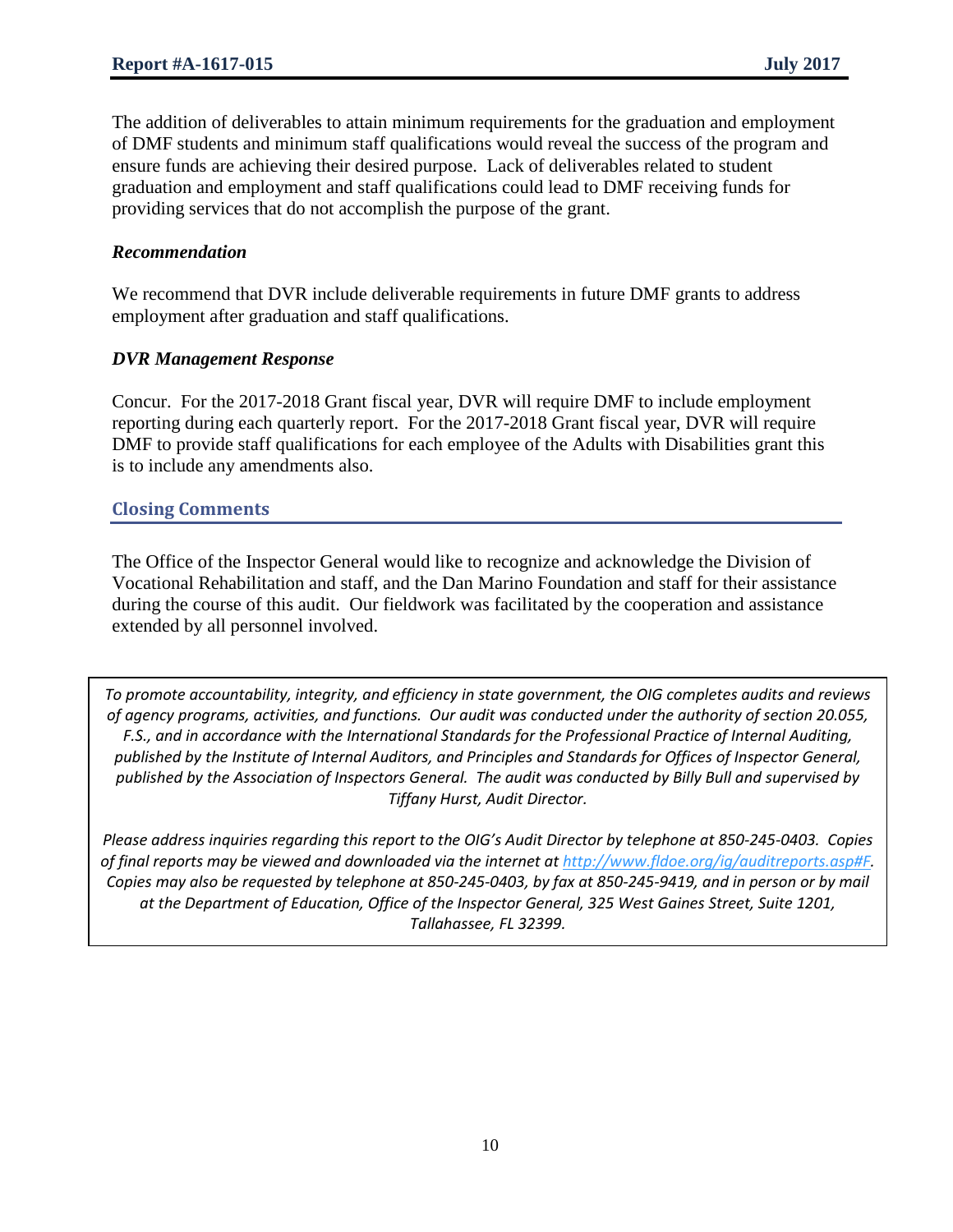The addition of deliverables to attain minimum requirements for the graduation and employment of DMF students and minimum staff qualifications would reveal the success of the program and ensure funds are achieving their desired purpose. Lack of deliverables related to student graduation and employment and staff qualifications could lead to DMF receiving funds for providing services that do not accomplish the purpose of the grant.

***Recommendation***

We recommend that DVR include deliverable requirements in future DMF grants to address employment after graduation and staff qualifications.

***DVR Management Response***

Concur. For the 2017-2018 Grant fiscal year, DVR will require DMF to include employment reporting during each quarterly report. For the 2017-2018 Grant fiscal year, DVR will require DMF to provide staff qualifications for each employee of the Adults with Disabilities grant this is to include any amendments also.

## Closing Comments

The Office of the Inspector General would like to recognize and acknowledge the Division of Vocational Rehabilitation and staff, and the Dan Marino Foundation and staff for their assistance during the course of this audit. Our fieldwork was facilitated by the cooperation and assistance extended by all personnel involved.

*To promote accountability, integrity, and efficiency in state government, the OIG completes audits and reviews of agency programs, activities, and functions. Our audit was conducted under the authority of section 20.055, F.S., and in accordance with the International Standards for the Professional Practice of Internal Auditing, published by the Institute of Internal Auditors, and Principles and Standards for Offices of Inspector General, published by the Association of Inspectors General. The audit was conducted by Billy Bull and supervised by Tiffany Hurst, Audit Director.*

*Please address inquiries regarding this report to the OIG's Audit Director by telephone at 850-245-0403. Copies of final reports may be viewed and downloaded via the internet at [http://www.fldoe.org/ig/auditreports.asp#F](http://www.fldoe.org/ig/auditreports.asp#F). Copies may also be requested by telephone at 850-245-0403, by fax at 850-245-9419, and in person or by mail at the Department of Education, Office of the Inspector General, 325 West Gaines Street, Suite 1201, Tallahassee, FL 32399.*